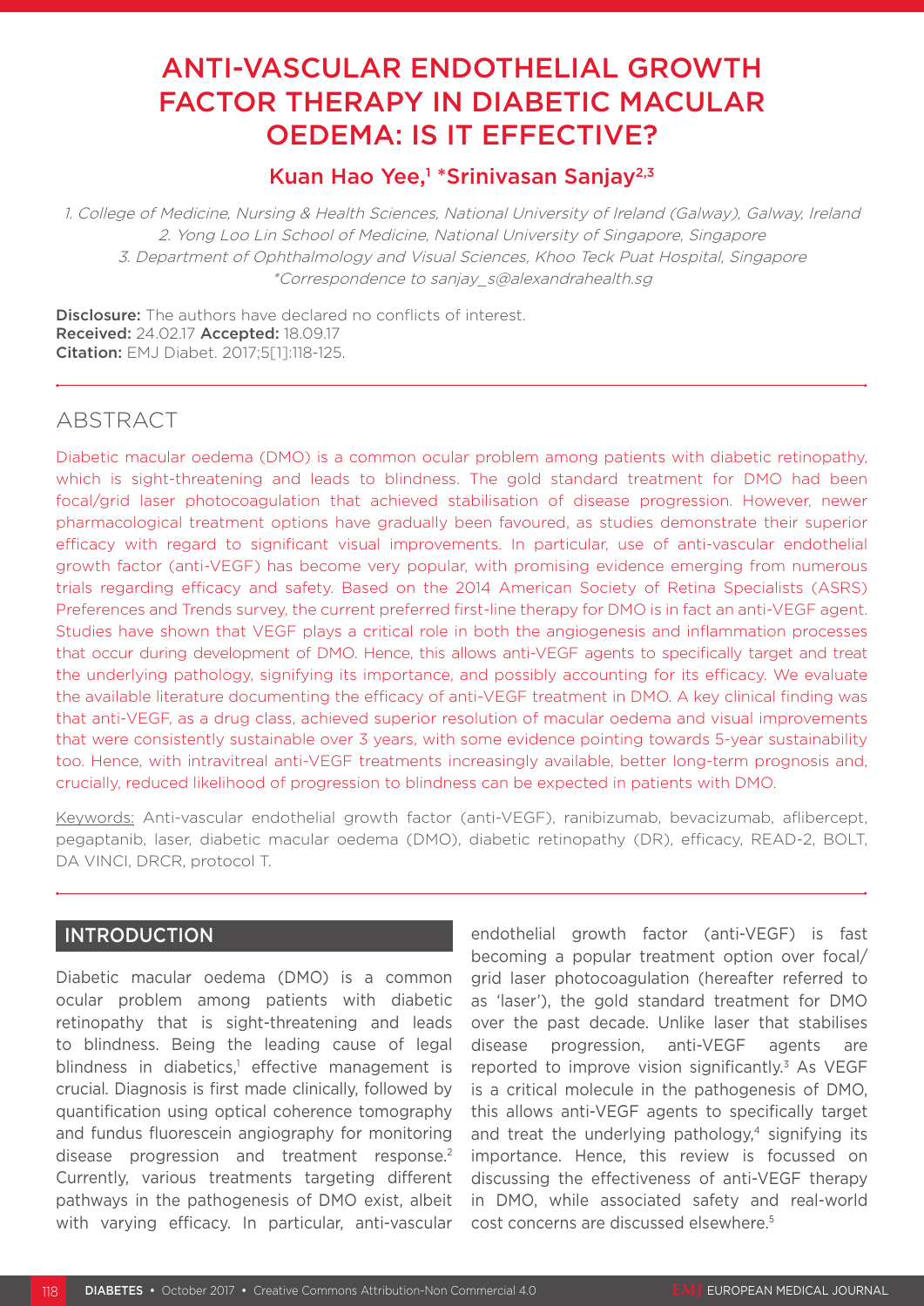# ANTI-VASCULAR ENDOTHELIAL GROWTH FACTOR THERAPY IN DIABETIC MACULAR OEDEMA: IS IT EFFECTIVE?

## Kuan Hao Yee,[1] *Srinivasan Sanjay[2,3]

1. College of Medicine, Nursing & Health Sciences, National University of Ireland (Galway), Galway, Ireland
2. Yong Loo Lin School of Medicine, National University of Singapore, Singapore
3. Department of Ophthalmology and Visual Sciences, Khoo Teck Puat Hospital, Singapore
*Correspondence to sanjay_s@alexandrahealth.sg

**Disclosure:** The authors have declared no conflicts of interest.
**Received:** 24.02.17 **Accepted:** 18.09.17
**Citation:** EMJ Diabet. 2017;5[1]:118-125.

## ABSTRACT

Diabetic macular oedema (DMO) is a common ocular problem among patients with diabetic retinopathy, which is sight-threatening and leads to blindness. The gold standard treatment for DMO had been focal/grid laser photocoagulation that achieved stabilisation of disease progression. However, newer pharmacological treatment options have gradually been favoured, as studies demonstrate their superior efficacy with regard to significant visual improvements. In particular, use of anti-vascular endothelial growth factor (anti-VEGF) has become very popular, with promising evidence emerging from numerous trials regarding efficacy and safety. Based on the 2014 American Society of Retina Specialists (ASRS) Preferences and Trends survey, the current preferred first-line therapy for DMO is in fact an anti-VEGF agent. Studies have shown that VEGF plays a critical role in both the angiogenesis and inflammation processes that occur during development of DMO. Hence, this allows anti-VEGF agents to specifically target and treat the underlying pathology, signifying its importance, and possibly accounting for its efficacy. We evaluate the available literature documenting the efficacy of anti-VEGF treatment in DMO. A key clinical finding was that anti-VEGF, as a drug class, achieved superior resolution of macular oedema and visual improvements that were consistently sustainable over 3 years, with some evidence pointing towards 5-year sustainability too. Hence, with intravitreal anti-VEGF treatments increasingly available, better long-term prognosis and, crucially, reduced likelihood of progression to blindness can be expected in patients with DMO.

Keywords: Anti-vascular endothelial growth factor (anti-VEGF), ranibizumab, bevacizumab, aflibercept, pegaptanib, laser, diabetic macular oedema (DMO), diabetic retinopathy (DR), efficacy, READ-2, BOLT, DA VINCI, DRCR, protocol T.

## INTRODUCTION

Diabetic macular oedema (DMO) is a common ocular problem among patients with diabetic retinopathy that is sight-threatening and leads to blindness. Being the leading cause of legal blindness in diabetics,[1] effective management is crucial. Diagnosis is first made clinically, followed by quantification using optical coherence tomography and fundus fluorescein angiography for monitoring disease progression and treatment response.[2] Currently, various treatments targeting different pathways in the pathogenesis of DMO exist, albeit with varying efficacy. In particular, anti-vascular endothelial growth factor (anti-VEGF) is fast becoming a popular treatment option over focal/grid laser photocoagulation (hereafter referred to as 'laser'), the gold standard treatment for DMO over the past decade. Unlike laser that stabilises disease progression, anti-VEGF agents are reported to improve vision significantly.[3] As VEGF is a critical molecule in the pathogenesis of DMO, this allows anti-VEGF agents to specifically target and treat the underlying pathology,[4] signifying its importance. Hence, this review is focussed on discussing the effectiveness of anti-VEGF therapy in DMO, while associated safety and real-world cost concerns are discussed elsewhere.[5]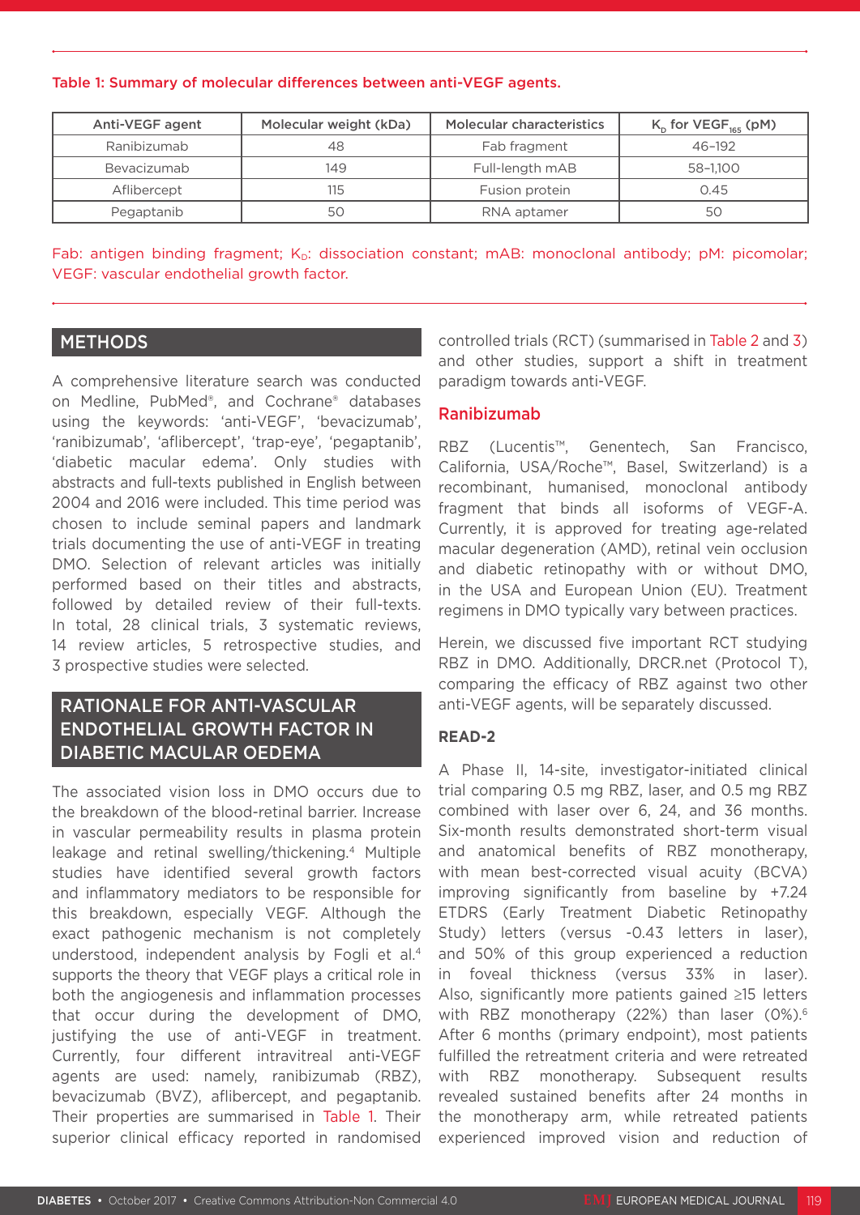Table 1: Summary of molecular differences between anti-VEGF agents.

| Anti-VEGF agent | Molecular weight (kDa) | Molecular characteristics | $K_D$ for $VEGF_{165}$ (pM) |
|---|---|---|---|
| Ranibizumab | 48 | Fab fragment | 46–192 |
| Bevacizumab | 149 | Full-length mAB | 58–1,100 |
| Aflibercept | 115 | Fusion protein | 0.45 |
| Pegaptanib | 50 | RNA aptamer | 50 |

Fab: antigen binding fragment; $K_D$: dissociation constant; mAB: monoclonal antibody; pM: picomolar; VEGF: vascular endothelial growth factor.

## METHODS

A comprehensive literature search was conducted on Medline, PubMed®, and Cochrane® databases using the keywords: 'anti-VEGF', 'bevacizumab', 'ranibizumab', 'aflibercept', 'trap-eye', 'pegaptanib', 'diabetic macular edema'. Only studies with abstracts and full-texts published in English between 2004 and 2016 were included. This time period was chosen to include seminal papers and landmark trials documenting the use of anti-VEGF in treating DMO. Selection of relevant articles was initially performed based on their titles and abstracts, followed by detailed review of their full-texts. In total, 28 clinical trials, 3 systematic reviews, 14 review articles, 5 retrospective studies, and 3 prospective studies were selected.

## RATIONALE FOR ANTI-VASCULAR ENDOTHELIAL GROWTH FACTOR IN DIABETIC MACULAR OEDEMA

The associated vision loss in DMO occurs due to the breakdown of the blood-retinal barrier. Increase in vascular permeability results in plasma protein leakage and retinal swelling/thickening.[4] Multiple studies have identified several growth factors and inflammatory mediators to be responsible for this breakdown, especially VEGF. Although the exact pathogenic mechanism is not completely understood, independent analysis by Fogli et al.[4] supports the theory that VEGF plays a critical role in both the angiogenesis and inflammation processes that occur during the development of DMO, justifying the use of anti-VEGF in treatment. Currently, four different intravitreal anti-VEGF agents are used: namely, ranibizumab (RBZ), bevacizumab (BVZ), aflibercept, and pegaptanib. Their properties are summarised in Table 1. Their superior clinical efficacy reported in randomised controlled trials (RCT) (summarised in Table 2 and 3) and other studies, support a shift in treatment paradigm towards anti-VEGF.

### Ranibizumab

RBZ (Lucentis™, Genentech, San Francisco, California, USA/Roche™, Basel, Switzerland) is a recombinant, humanised, monoclonal antibody fragment that binds all isoforms of VEGF-A. Currently, it is approved for treating age-related macular degeneration (AMD), retinal vein occlusion and diabetic retinopathy with or without DMO, in the USA and European Union (EU). Treatment regimens in DMO typically vary between practices.

Herein, we discussed five important RCT studying RBZ in DMO. Additionally, DRCR.net (Protocol T), comparing the efficacy of RBZ against two other anti-VEGF agents, will be separately discussed.

#### READ-2

A Phase II, 14-site, investigator-initiated clinical trial comparing 0.5 mg RBZ, laser, and 0.5 mg RBZ combined with laser over 6, 24, and 36 months. Six-month results demonstrated short-term visual and anatomical benefits of RBZ monotherapy, with mean best-corrected visual acuity (BCVA) improving significantly from baseline by +7.24 ETDRS (Early Treatment Diabetic Retinopathy Study) letters (versus -0.43 letters in laser), and 50% of this group experienced a reduction in foveal thickness (versus 33% in laser). Also, significantly more patients gained ≥15 letters with RBZ monotherapy (22%) than laser (0%).[6] After 6 months (primary endpoint), most patients fulfilled the retreatment criteria and were retreated with RBZ monotherapy. Subsequent results revealed sustained benefits after 24 months in the monotherapy arm, while retreated patients experienced improved vision and reduction of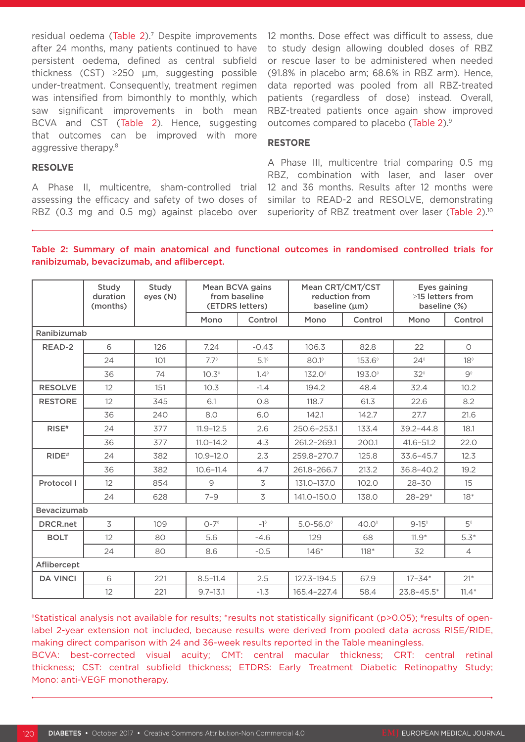residual oedema (Table 2).[7] Despite improvements after 24 months, many patients continued to have persistent oedema, defined as central subfield thickness (CST) ≥250 µm, suggesting possible under-treatment. Consequently, treatment regimen was intensified from bimonthly to monthly, which saw significant improvements in both mean BCVA and CST (Table 2). Hence, suggesting that outcomes can be improved with more aggressive therapy.[8]

### RESOLVE

A Phase II, multicentre, sham-controlled trial assessing the efficacy and safety of two doses of RBZ (0.3 mg and 0.5 mg) against placebo over 12 months. Dose effect was difficult to assess, due to study design allowing doubled doses of RBZ or rescue laser to be administered when needed (91.8% in placebo arm; 68.6% in RBZ arm). Hence, data reported was pooled from all RBZ-treated patients (regardless of dose) instead. Overall, RBZ-treated patients once again show improved outcomes compared to placebo (Table 2).[9]

### RESTORE

A Phase III, multicentre trial comparing 0.5 mg RBZ, combination with laser, and laser over 12 and 36 months. Results after 12 months were similar to READ-2 and RESOLVE, demonstrating superiority of RBZ treatment over laser (Table 2).[10]

**Table 2: Summary of main anatomical and functional outcomes in randomised controlled trials for ranibizumab, bevacizumab, and aflibercept.**

| | Study duration (months) | Study eyes (N) | Mean BCVA gains from baseline (ETDRS letters) | | Mean CRT/CMT/CST reduction from baseline (µm) | | Eyes gaining ≥15 letters from baseline (%) | |
|---|---|---|---|---|---|---|---|---|
| | | | Mono | Control | Mono | Control | Mono | Control |
| **Ranibizumab** | | | | | | | | |
| **READ-2** | 6 | 126 | 7.24 | -0.43 | 106.3 | 82.8 | 22 | 0 |
| | 24 | 101 | 7.7◊ | 5.1◊ | 80.1◊ | 153.6◊ | 24◊ | 18◊ |
| | 36 | 74 | 10.3◊ | 1.4◊ | 132.0◊ | 193.0◊ | 32◊ | 9◊ |
| **RESOLVE** | 12 | 151 | 10.3 | -1.4 | 194.2 | 48.4 | 32.4 | 10.2 |
| **RESTORE** | 12 | 345 | 6.1 | 0.8 | 118.7 | 61.3 | 22.6 | 8.2 |
| | 36 | 240 | 8.0 | 6.0 | 142.1 | 142.7 | 27.7 | 21.6 |
| **RISE#** | 24 | 377 | 11.9–12.5 | 2.6 | 250.6–253.1 | 133.4 | 39.2–44.8 | 18.1 |
| | 36 | 377 | 11.0–14.2 | 4.3 | 261.2–269.1 | 200.1 | 41.6–51.2 | 22.0 |
| **RIDE#** | 24 | 382 | 10.9–12.0 | 2.3 | 259.8–270.7 | 125.8 | 33.6–45.7 | 12.3 |
| | 36 | 382 | 10.6–11.4 | 4.7 | 261.8–266.7 | 213.2 | 36.8–40.2 | 19.2 |
| **Protocol I** | 12 | 854 | 9 | 3 | 131.0–137.0 | 102.0 | 28–30 | 15 |
| | 24 | 628 | 7–9 | 3 | 141.0–150.0 | 138.0 | 28–29* | 18* |
| **Bevacizumab** | | | | | | | | |
| **DRCR.net** | 3 | 109 | 0–7◊ | -1◊ | 5.0–56.0◊ | 40.0◊ | 9–15◊ | 5◊ |
| **BOLT** | 12 | 80 | 5.6 | -4.6 | 129 | 68 | 11.9* | 5.3* |
| | 24 | 80 | 8.6 | -0.5 | 146* | 118* | 32 | 4 |
| **Aflibercept** | | | | | | | | |
| **DA VINCI** | 6 | 221 | 8.5–11.4 | 2.5 | 127.3–194.5 | 67.9 | 17–34* | 21* |
| | 12 | 221 | 9.7–13.1 | -1.3 | 165.4–227.4 | 58.4 | 23.8–45.5* | 11.4* |

◊Statistical analysis not available for results; *results not statistically significant ($p>0.05$); #results of open-label 2-year extension not included, because results were derived from pooled data across RISE/RIDE, making direct comparison with 24 and 36-week results reported in the Table meaningless.

BCVA: best-corrected visual acuity; CMT: central macular thickness; CRT: central retinal thickness; CST: central subfield thickness; ETDRS: Early Treatment Diabetic Retinopathy Study; Mono: anti-VEGF monotherapy.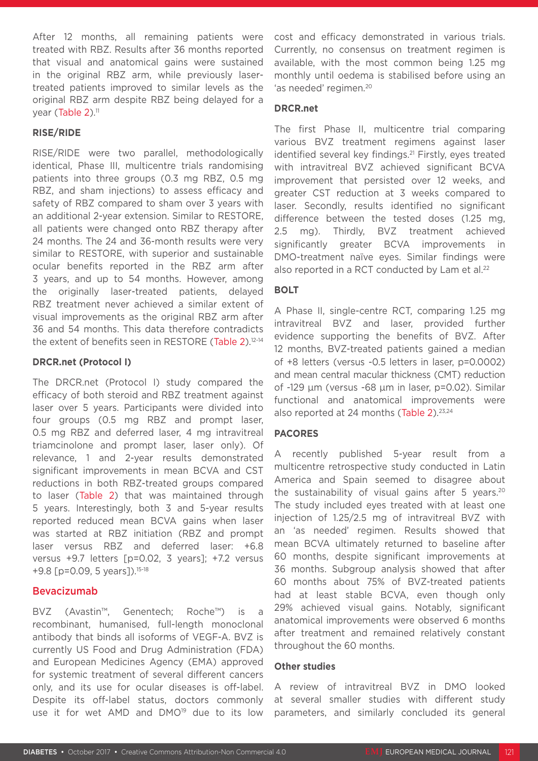After 12 months, all remaining patients were treated with RBZ. Results after 36 months reported that visual and anatomical gains were sustained in the original RBZ arm, while previously laser-treated patients improved to similar levels as the original RBZ arm despite RBZ being delayed for a year (Table 2).[11]

### RISE/RIDE

RISE/RIDE were two parallel, methodologically identical, Phase III, multicentre trials randomising patients into three groups (0.3 mg RBZ, 0.5 mg RBZ, and sham injections) to assess efficacy and safety of RBZ compared to sham over 3 years with an additional 2-year extension. Similar to RESTORE, all patients were changed onto RBZ therapy after 24 months. The 24 and 36-month results were very similar to RESTORE, with superior and sustainable ocular benefits reported in the RBZ arm after 3 years, and up to 54 months. However, among the originally laser-treated patients, delayed RBZ treatment never achieved a similar extent of visual improvements as the original RBZ arm after 36 and 54 months. This data therefore contradicts the extent of benefits seen in RESTORE (Table 2).[12-14]

### DRCR.net (Protocol I)

The DRCR.net (Protocol I) study compared the efficacy of both steroid and RBZ treatment against laser over 5 years. Participants were divided into four groups (0.5 mg RBZ and prompt laser, 0.5 mg RBZ and deferred laser, 4 mg intravitreal triamcinolone and prompt laser, laser only). Of relevance, 1 and 2-year results demonstrated significant improvements in mean BCVA and CST reductions in both RBZ-treated groups compared to laser (Table 2) that was maintained through 5 years. Interestingly, both 3 and 5-year results reported reduced mean BCVA gains when laser was started at RBZ initiation (RBZ and prompt laser versus RBZ and deferred laser: +6.8 versus +9.7 letters [p=0.02, 3 years]; +7.2 versus +9.8 [p=0.09, 5 years]).[15-18]

## Bevacizumab

BVZ (Avastin™, Genentech; Roche™) is a recombinant, humanised, full-length monoclonal antibody that binds all isoforms of VEGF-A. BVZ is currently US Food and Drug Administration (FDA) and European Medicines Agency (EMA) approved for systemic treatment of several different cancers only, and its use for ocular diseases is off-label. Despite its off-label status, doctors commonly use it for wet AMD and DMO[19] due to its low cost and efficacy demonstrated in various trials. Currently, no consensus on treatment regimen is available, with the most common being 1.25 mg monthly until oedema is stabilised before using an 'as needed' regimen.[20]

### DRCR.net

The first Phase II, multicentre trial comparing various BVZ treatment regimens against laser identified several key findings.[21] Firstly, eyes treated with intravitreal BVZ achieved significant BCVA improvement that persisted over 12 weeks, and greater CST reduction at 3 weeks compared to laser. Secondly, results identified no significant difference between the tested doses (1.25 mg, 2.5 mg). Thirdly, BVZ treatment achieved significantly greater BCVA improvements in DMO-treatment naïve eyes. Similar findings were also reported in a RCT conducted by Lam et al.[22]

### BOLT

A Phase II, single-centre RCT, comparing 1.25 mg intravitreal BVZ and laser, provided further evidence supporting the benefits of BVZ. After 12 months, BVZ-treated patients gained a median of +8 letters (versus -0.5 letters in laser, p=0.0002) and mean central macular thickness (CMT) reduction of -129 µm (versus -68 µm in laser, p=0.02). Similar functional and anatomical improvements were also reported at 24 months (Table 2).[23,24]

### PACORES

A recently published 5-year result from a multicentre retrospective study conducted in Latin America and Spain seemed to disagree about the sustainability of visual gains after 5 years.[20] The study included eyes treated with at least one injection of 1.25/2.5 mg of intravitreal BVZ with an 'as needed' regimen. Results showed that mean BCVA ultimately returned to baseline after 60 months, despite significant improvements at 36 months. Subgroup analysis showed that after 60 months about 75% of BVZ-treated patients had at least stable BCVA, even though only 29% achieved visual gains. Notably, significant anatomical improvements were observed 6 months after treatment and remained relatively constant throughout the 60 months.

### Other studies

A review of intravitreal BVZ in DMO looked at several smaller studies with different study parameters, and similarly concluded its general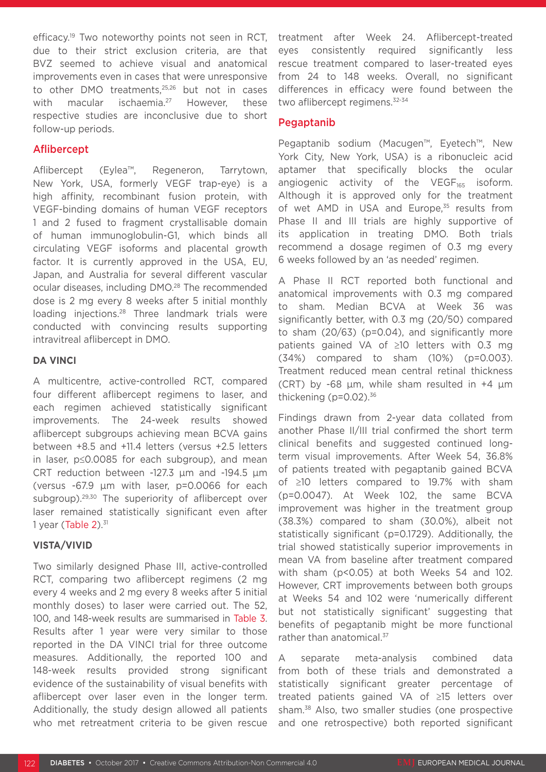efficacy.[19] Two noteworthy points not seen in RCT, due to their strict exclusion criteria, are that BVZ seemed to achieve visual and anatomical improvements even in cases that were unresponsive to other DMO treatments,[25,26] but not in cases with macular ischaemia.[27] However, these respective studies are inconclusive due to short follow-up periods.

## Aflibercept

Aflibercept (Eylea™, Regeneron, Tarrytown, New York, USA, formerly VEGF trap-eye) is a high affinity, recombinant fusion protein, with VEGF-binding domains of human VEGF receptors 1 and 2 fused to fragment crystallisable domain of human immunoglobulin-G1, which binds all circulating VEGF isoforms and placental growth factor. It is currently approved in the USA, EU, Japan, and Australia for several different vascular ocular diseases, including DMO.[28] The recommended dose is 2 mg every 8 weeks after 5 initial monthly loading injections.[28] Three landmark trials were conducted with convincing results supporting intravitreal aflibercept in DMO.

### DA VINCI

A multicentre, active-controlled RCT, compared four different aflibercept regimens to laser, and each regimen achieved statistically significant improvements. The 24-week results showed aflibercept subgroups achieving mean BCVA gains between +8.5 and +11.4 letters (versus +2.5 letters in laser, $p \leq 0.0085$ for each subgroup), and mean CRT reduction between -127.3 µm and -194.5 µm (versus -67.9 µm with laser, $p=0.0066$ for each subgroup).[29,30] The superiority of aflibercept over laser remained statistically significant even after 1 year (Table 2).[31]

### VISTA/VIVID

Two similarly designed Phase III, active-controlled RCT, comparing two aflibercept regimens (2 mg every 4 weeks and 2 mg every 8 weeks after 5 initial monthly doses) to laser were carried out. The 52, 100, and 148-week results are summarised in Table 3. Results after 1 year were very similar to those reported in the DA VINCI trial for three outcome measures. Additionally, the reported 100 and 148-week results provided strong significant evidence of the sustainability of visual benefits with aflibercept over laser even in the longer term. Additionally, the study design allowed all patients who met retreatment criteria to be given rescue treatment after Week 24. Aflibercept-treated eyes consistently required significantly less rescue treatment compared to laser-treated eyes from 24 to 148 weeks. Overall, no significant differences in efficacy were found between the two aflibercept regimens.[32-34]

## Pegaptanib

Pegaptanib sodium (Macugen™, Eyetech™, New York City, New York, USA) is a ribonucleic acid aptamer that specifically blocks the ocular angiogenic activity of the $VEGF_{165}$ isoform. Although it is approved only for the treatment of wet AMD in USA and Europe,[35] results from Phase II and III trials are highly supportive of its application in treating DMO. Both trials recommend a dosage regimen of 0.3 mg every 6 weeks followed by an 'as needed' regimen.

A Phase II RCT reported both functional and anatomical improvements with 0.3 mg compared to sham. Median BCVA at Week 36 was significantly better, with 0.3 mg (20/50) compared to sham (20/63) ($p=0.04$), and significantly more patients gained VA of ≥10 letters with 0.3 mg (34%) compared to sham (10%) ($p=0.003$). Treatment reduced mean central retinal thickness (CRT) by -68 µm, while sham resulted in +4 µm thickening ($p=0.02$).[36]

Findings drawn from 2-year data collated from another Phase II/III trial confirmed the short term clinical benefits and suggested continued long-term visual improvements. After Week 54, 36.8% of patients treated with pegaptanib gained BCVA of ≥10 letters compared to 19.7% with sham ($p=0.0047$). At Week 102, the same BCVA improvement was higher in the treatment group (38.3%) compared to sham (30.0%), albeit not statistically significant ($p=0.1729$). Additionally, the trial showed statistically superior improvements in mean VA from baseline after treatment compared with sham ($p<0.05$) at both Weeks 54 and 102. However, CRT improvements between both groups at Weeks 54 and 102 were 'numerically different but not statistically significant' suggesting that benefits of pegaptanib might be more functional rather than anatomical.[37]

A separate meta-analysis combined data from both of these trials and demonstrated a statistically significant greater percentage of treated patients gained VA of ≥15 letters over sham.[38] Also, two smaller studies (one prospective and one retrospective) both reported significant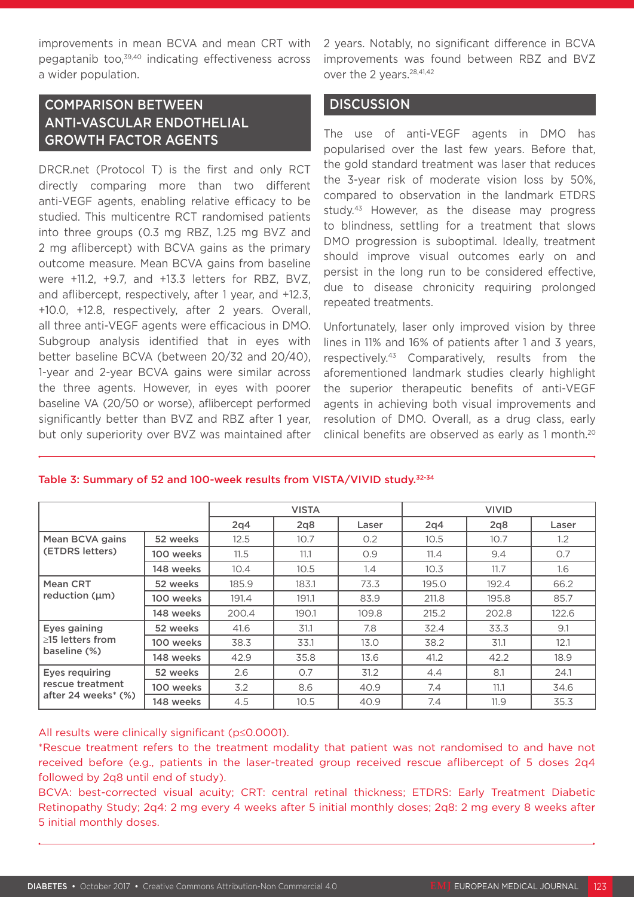improvements in mean BCVA and mean CRT with pegaptanib too,[39,40] indicating effectiveness across a wider population.

## COMPARISON BETWEEN ANTI-VASCULAR ENDOTHELIAL GROWTH FACTOR AGENTS

DRCR.net (Protocol T) is the first and only RCT directly comparing more than two different anti-VEGF agents, enabling relative efficacy to be studied. This multicentre RCT randomised patients into three groups (0.3 mg RBZ, 1.25 mg BVZ and 2 mg aflibercept) with BCVA gains as the primary outcome measure. Mean BCVA gains from baseline were +11.2, +9.7, and +13.3 letters for RBZ, BVZ, and aflibercept, respectively, after 1 year, and +12.3, +10.0, +12.8, respectively, after 2 years. Overall, all three anti-VEGF agents were efficacious in DMO. Subgroup analysis identified that in eyes with better baseline BCVA (between 20/32 and 20/40), 1-year and 2-year BCVA gains were similar across the three agents. However, in eyes with poorer baseline VA (20/50 or worse), aflibercept performed significantly better than BVZ and RBZ after 1 year, but only superiority over BVZ was maintained after 2 years. Notably, no significant difference in BCVA improvements was found between RBZ and BVZ over the 2 years.[28,41,42]

## DISCUSSION

The use of anti-VEGF agents in DMO has popularised over the last few years. Before that, the gold standard treatment was laser that reduces the 3-year risk of moderate vision loss by 50%, compared to observation in the landmark ETDRS study.[43] However, as the disease may progress to blindness, settling for a treatment that slows DMO progression is suboptimal. Ideally, treatment should improve visual outcomes early on and persist in the long run to be considered effective, due to disease chronicity requiring prolonged repeated treatments.

Unfortunately, laser only improved vision by three lines in 11% and 16% of patients after 1 and 3 years, respectively.[43] Comparatively, results from the aforementioned landmark studies clearly highlight the superior therapeutic benefits of anti-VEGF agents in achieving both visual improvements and resolution of DMO. Overall, as a drug class, early clinical benefits are observed as early as 1 month.[20]

**Table 3: Summary of 52 and 100-week results from VISTA/VIVID study.[32-34]**

| | | VISTA | | | VIVID | | |
|---|---|---|---|---|---|---|---|
| | | 2q4 | 2q8 | Laser | 2q4 | 2q8 | Laser |
| Mean BCVA gains (ETDRS letters) | 52 weeks | 12.5 | 10.7 | 0.2 | 10.5 | 10.7 | 1.2 |
| | 100 weeks | 11.5 | 11.1 | 0.9 | 11.4 | 9.4 | 0.7 |
| | 148 weeks | 10.4 | 10.5 | 1.4 | 10.3 | 11.7 | 1.6 |
| Mean CRT reduction (µm) | 52 weeks | 185.9 | 183.1 | 73.3 | 195.0 | 192.4 | 66.2 |
| | 100 weeks | 191.4 | 191.1 | 83.9 | 211.8 | 195.8 | 85.7 |
| | 148 weeks | 200.4 | 190.1 | 109.8 | 215.2 | 202.8 | 122.6 |
| Eyes gaining ≥15 letters from baseline (%) | 52 weeks | 41.6 | 31.1 | 7.8 | 32.4 | 33.3 | 9.1 |
| | 100 weeks | 38.3 | 33.1 | 13.0 | 38.2 | 31.1 | 12.1 |
| | 148 weeks | 42.9 | 35.8 | 13.6 | 41.2 | 42.2 | 18.9 |
| Eyes requiring rescue treatment after 24 weeks* (%) | 52 weeks | 2.6 | 0.7 | 31.2 | 4.4 | 8.1 | 24.1 |
| | 100 weeks | 3.2 | 8.6 | 40.9 | 7.4 | 11.1 | 34.6 |
| | 148 weeks | 4.5 | 10.5 | 40.9 | 7.4 | 11.9 | 35.3 |

All results were clinically significant ($p \leq 0.0001$).

*Rescue treatment refers to the treatment modality that patient was not randomised to and have not received before (e.g., patients in the laser-treated group received rescue aflibercept of 5 doses 2q4 followed by 2q8 until end of study).

BCVA: best-corrected visual acuity; CRT: central retinal thickness; ETDRS: Early Treatment Diabetic Retinopathy Study; 2q4: 2 mg every 4 weeks after 5 initial monthly doses; 2q8: 2 mg every 8 weeks after 5 initial monthly doses.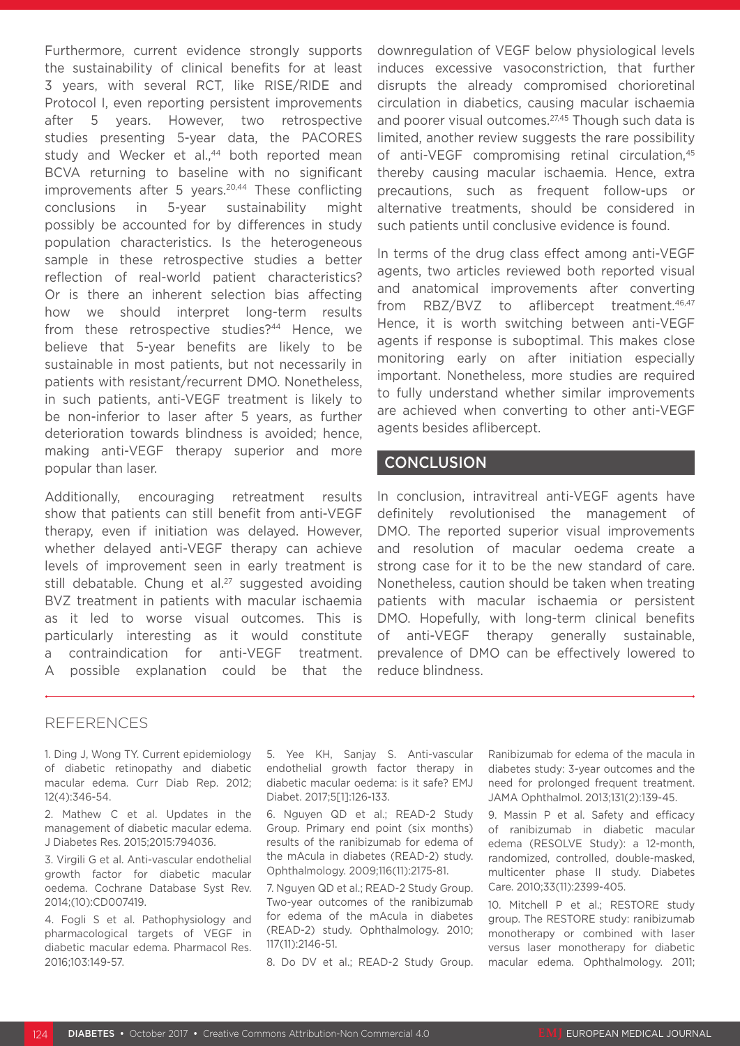Furthermore, current evidence strongly supports the sustainability of clinical benefits for at least 3 years, with several RCT, like RISE/RIDE and Protocol I, even reporting persistent improvements after 5 years. However, two retrospective studies presenting 5-year data, the PACORES study and Wecker et al.,[44] both reported mean BCVA returning to baseline with no significant improvements after 5 years.[20,44] These conflicting conclusions in 5-year sustainability might possibly be accounted for by differences in study population characteristics. Is the heterogeneous sample in these retrospective studies a better reflection of real-world patient characteristics? Or is there an inherent selection bias affecting how we should interpret long-term results from these retrospective studies?[44] Hence, we believe that 5-year benefits are likely to be sustainable in most patients, but not necessarily in patients with resistant/recurrent DMO. Nonetheless, in such patients, anti-VEGF treatment is likely to be non-inferior to laser after 5 years, as further deterioration towards blindness is avoided; hence, making anti-VEGF therapy superior and more popular than laser.

Additionally, encouraging retreatment results show that patients can still benefit from anti-VEGF therapy, even if initiation was delayed. However, whether delayed anti-VEGF therapy can achieve levels of improvement seen in early treatment is still debatable. Chung et al.[27] suggested avoiding BVZ treatment in patients with macular ischaemia as it led to worse visual outcomes. This is particularly interesting as it would constitute a contraindication for anti-VEGF treatment. A possible explanation could be that the downregulation of VEGF below physiological levels induces excessive vasoconstriction, that further disrupts the already compromised chorioretinal circulation in diabetics, causing macular ischaemia and poorer visual outcomes.[27,45] Though such data is limited, another review suggests the rare possibility of anti-VEGF compromising retinal circulation,[45] thereby causing macular ischaemia. Hence, extra precautions, such as frequent follow-ups or alternative treatments, should be considered in such patients until conclusive evidence is found.

In terms of the drug class effect among anti-VEGF agents, two articles reviewed both reported visual and anatomical improvements after converting from RBZ/BVZ to aflibercept treatment.[46,47] Hence, it is worth switching between anti-VEGF agents if response is suboptimal. This makes close monitoring early on after initiation especially important. Nonetheless, more studies are required to fully understand whether similar improvements are achieved when converting to other anti-VEGF agents besides aflibercept.

## CONCLUSION

In conclusion, intravitreal anti-VEGF agents have definitely revolutionised the management of DMO. The reported superior visual improvements and resolution of macular oedema create a strong case for it to be the new standard of care. Nonetheless, caution should be taken when treating patients with macular ischaemia or persistent DMO. Hopefully, with long-term clinical benefits of anti-VEGF therapy generally sustainable, prevalence of DMO can be effectively lowered to reduce blindness.

## REFERENCES

1. Ding J, Wong TY. Current epidemiology of diabetic retinopathy and diabetic macular edema. Curr Diab Rep. 2012; 12(4):346-54.

2. Mathew C et al. Updates in the management of diabetic macular edema. J Diabetes Res. 2015;2015:794036.

3. Virgili G et al. Anti-vascular endothelial growth factor for diabetic macular oedema. Cochrane Database Syst Rev. 2014;(10):CD007419.

4. Fogli S et al. Pathophysiology and pharmacological targets of VEGF in diabetic macular edema. Pharmacol Res. 2016;103:149-57.

5. Yee KH, Sanjay S. Anti-vascular endothelial growth factor therapy in diabetic macular oedema: is it safe? EMJ Diabet. 2017;5[1]:126-133.

6. Nguyen QD et al.; READ-2 Study Group. Primary end point (six months) results of the ranibizumab for edema of the mAcula in diabetes (READ-2) study. Ophthalmology. 2009;116(11):2175-81.

7. Nguyen QD et al.; READ-2 Study Group. Two-year outcomes of the ranibizumab for edema of the mAcula in diabetes (READ-2) study. Ophthalmology. 2010; 117(11):2146-51.

8. Do DV et al.; READ-2 Study Group. Ranibizumab for edema of the macula in diabetes study: 3-year outcomes and the need for prolonged frequent treatment. JAMA Ophthalmol. 2013;131(2):139-45.

9. Massin P et al. Safety and efficacy of ranibizumab in diabetic macular edema (RESOLVE Study): a 12-month, randomized, controlled, double-masked, multicenter phase II study. Diabetes Care. 2010;33(11):2399-405.

10. Mitchell P et al.; RESTORE study group. The RESTORE study: ranibizumab monotherapy or combined with laser versus laser monotherapy for diabetic macular edema. Ophthalmology. 2011;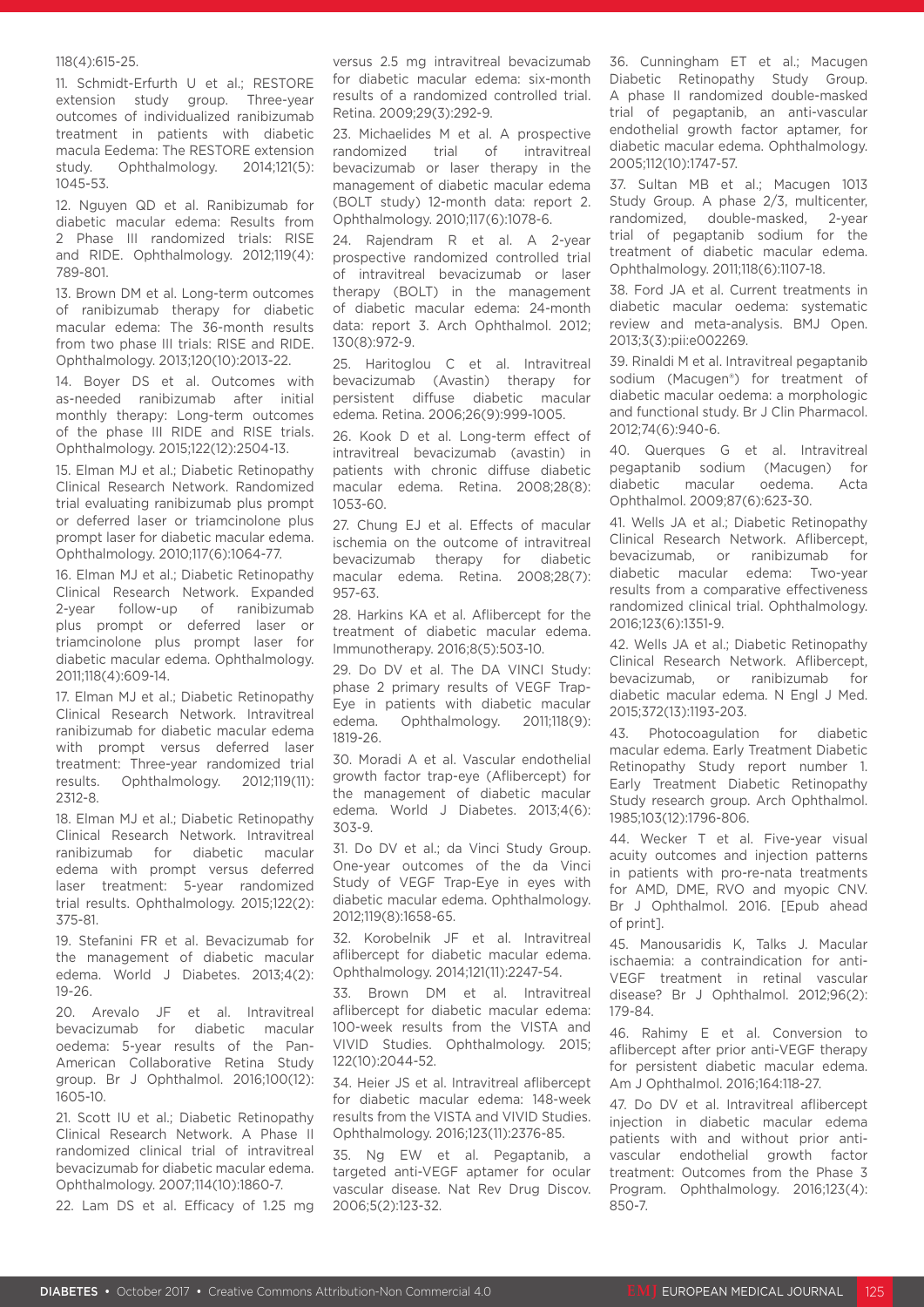118(4):615-25.

11. Schmidt-Erfurth U et al.; RESTORE extension study group. Three-year outcomes of individualized ranibizumab treatment in patients with diabetic macula Eedema: The RESTORE extension study. Ophthalmology. 2014;121(5): 1045-53.

12. Nguyen QD et al. Ranibizumab for diabetic macular edema: Results from 2 Phase III randomized trials: RISE and RIDE. Ophthalmology. 2012;119(4): 789-801.

13. Brown DM et al. Long-term outcomes of ranibizumab therapy for diabetic macular edema: The 36-month results from two phase III trials: RISE and RIDE. Ophthalmology. 2013;120(10):2013-22.

14. Boyer DS et al. Outcomes with as-needed ranibizumab after initial monthly therapy: Long-term outcomes of the phase III RIDE and RISE trials. Ophthalmology. 2015;122(12):2504-13.

15. Elman MJ et al.; Diabetic Retinopathy Clinical Research Network. Randomized trial evaluating ranibizumab plus prompt or deferred laser or triamcinolone plus prompt laser for diabetic macular edema. Ophthalmology. 2010;117(6):1064-77.

16. Elman MJ et al.; Diabetic Retinopathy Clinical Research Network. Expanded 2-year follow-up of ranibizumab plus prompt or deferred laser or triamcinolone plus prompt laser for diabetic macular edema. Ophthalmology. 2011;118(4):609-14.

17. Elman MJ et al.; Diabetic Retinopathy Clinical Research Network. Intravitreal ranibizumab for diabetic macular edema with prompt versus deferred laser treatment: Three-year randomized trial results. Ophthalmology. 2012;119(11): 2312-8.

18. Elman MJ et al.; Diabetic Retinopathy Clinical Research Network. Intravitreal ranibizumab for diabetic macular edema with prompt versus deferred laser treatment: 5-year randomized trial results. Ophthalmology. 2015;122(2): 375-81.

19. Stefanini FR et al. Bevacizumab for the management of diabetic macular edema. World J Diabetes. 2013;4(2): 19-26.

20. Arevalo JF et al. Intravitreal bevacizumab for diabetic macular oedema: 5-year results of the Pan-American Collaborative Retina Study group. Br J Ophthalmol. 2016;100(12): 1605-10.

21. Scott IU et al.; Diabetic Retinopathy Clinical Research Network. A Phase II randomized clinical trial of intravitreal bevacizumab for diabetic macular edema. Ophthalmology. 2007;114(10):1860-7.

22. Lam DS et al. Efficacy of 1.25 mg versus 2.5 mg intravitreal bevacizumab for diabetic macular edema: six-month results of a randomized controlled trial. Retina. 2009;29(3):292-9.

23. Michaelides M et al. A prospective randomized trial of intravitreal bevacizumab or laser therapy in the management of diabetic macular edema (BOLT study) 12-month data: report 2. Ophthalmology. 2010;117(6):1078-6.

24. Rajendram R et al. A 2-year prospective randomized controlled trial of intravitreal bevacizumab or laser therapy (BOLT) in the management of diabetic macular edema: 24-month data: report 3. Arch Ophthalmol. 2012; 130(8):972-9.

25. Haritoglou C et al. Intravitreal bevacizumab (Avastin) therapy for persistent diffuse diabetic macular edema. Retina. 2006;26(9):999-1005.

26. Kook D et al. Long-term effect of intravitreal bevacizumab (avastin) in patients with chronic diffuse diabetic macular edema. Retina. 2008;28(8): 1053-60.

27. Chung EJ et al. Effects of macular ischemia on the outcome of intravitreal bevacizumab therapy for diabetic macular edema. Retina. 2008;28(7): 957-63.

28. Harkins KA et al. Aflibercept for the treatment of diabetic macular edema. Immunotherapy. 2016;8(5):503-10.

29. Do DV et al. The DA VINCI Study: phase 2 primary results of VEGF Trap-Eye in patients with diabetic macular edema. Ophthalmology. 2011;118(9): 1819-26.

30. Moradi A et al. Vascular endothelial growth factor trap-eye (Aflibercept) for the management of diabetic macular edema. World J Diabetes. 2013;4(6): 303-9.

31. Do DV et al.; da Vinci Study Group. One-year outcomes of the da Vinci Study of VEGF Trap-Eye in eyes with diabetic macular edema. Ophthalmology. 2012;119(8):1658-65.

32. Korobelnik JF et al. Intravitreal aflibercept for diabetic macular edema. Ophthalmology. 2014;121(11):2247-54.

33. Brown DM et al. Intravitreal aflibercept for diabetic macular edema: 100-week results from the VISTA and VIVID Studies. Ophthalmology. 2015; 122(10):2044-52.

34. Heier JS et al. Intravitreal aflibercept for diabetic macular edema: 148-week results from the VISTA and VIVID Studies. Ophthalmology. 2016;123(11):2376-85.

35. Ng EW et al. Pegaptanib, a targeted anti-VEGF aptamer for ocular vascular disease. Nat Rev Drug Discov. 2006;5(2):123-32.

36. Cunningham ET et al.; Macugen Diabetic Retinopathy Study Group. A phase II randomized double-masked trial of pegaptanib, an anti-vascular endothelial growth factor aptamer, for diabetic macular edema. Ophthalmology. 2005;112(10):1747-57.

37. Sultan MB et al.; Macugen 1013 Study Group. A phase 2/3, multicenter, randomized, double-masked, 2-year trial of pegaptanib sodium for the treatment of diabetic macular edema. Ophthalmology. 2011;118(6):1107-18.

38. Ford JA et al. Current treatments in diabetic macular oedema: systematic review and meta-analysis. BMJ Open. 2013;3(3):pii:e002269.

39. Rinaldi M et al. Intravitreal pegaptanib sodium (Macugen®) for treatment of diabetic macular oedema: a morphologic and functional study. Br J Clin Pharmacol. 2012;74(6):940-6.

40. Querques G et al. Intravitreal pegaptanib sodium (Macugen) for diabetic macular oedema. Acta Ophthalmol. 2009;87(6):623-30.

41. Wells JA et al.; Diabetic Retinopathy Clinical Research Network. Aflibercept, bevacizumab, or ranibizumab for diabetic macular edema: Two-year results from a comparative effectiveness randomized clinical trial. Ophthalmology. 2016;123(6):1351-9.

42. Wells JA et al.; Diabetic Retinopathy Clinical Research Network. Aflibercept, bevacizumab, or ranibizumab for diabetic macular edema. N Engl J Med. 2015;372(13):1193-203.

43. Photocoagulation for diabetic macular edema. Early Treatment Diabetic Retinopathy Study report number 1. Early Treatment Diabetic Retinopathy Study research group. Arch Ophthalmol. 1985;103(12):1796-806.

44. Wecker T et al. Five-year visual acuity outcomes and injection patterns in patients with pro-re-nata treatments for AMD, DME, RVO and myopic CNV. Br J Ophthalmol. 2016. [Epub ahead of print].

45. Manousaridis K, Talks J. Macular ischaemia: a contraindication for anti-VEGF treatment in retinal vascular disease? Br J Ophthalmol. 2012;96(2): 179-84.

46. Rahimy E et al. Conversion to aflibercept after prior anti-VEGF therapy for persistent diabetic macular edema. Am J Ophthalmol. 2016;164:118-27.

47. Do DV et al. Intravitreal aflibercept injection in diabetic macular edema patients with and without prior anti-vascular endothelial growth factor treatment: Outcomes from the Phase 3 Program. Ophthalmology. 2016;123(4): 850-7.